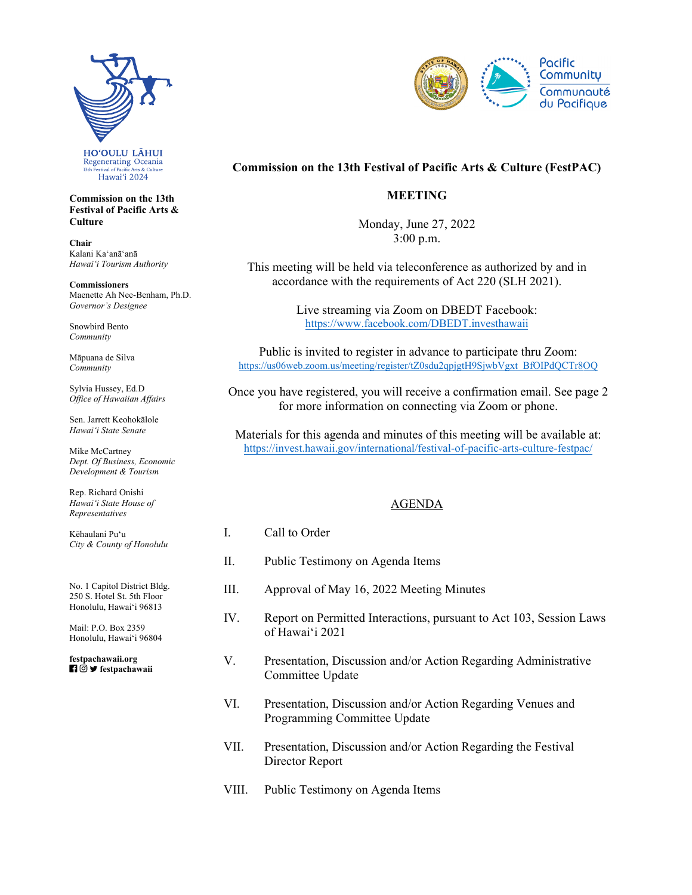HO'OULU LĀHUI
Regenerating Oceania
13th Festival of Pacific Arts & Culture
Hawai'i 2024

Pacific Community
Communauté du Pacifique

**Commission on the 13th Festival of Pacific Arts & Culture**

**Chair**
Kalani Ka'anā'anā
*Hawai'i Tourism Authority*

**Commissioners**
Maenette Ah Nee-Benham, Ph.D.
*Governor's Designee*

Snowbird Bento
*Community*

Māpuana de Silva
*Community*

Sylvia Hussey, Ed.D
*Office of Hawaiian Affairs*

Sen. Jarrett Keohokālole
*Hawai'i State Senate*

Mike McCartney
*Dept. Of Business, Economic Development & Tourism*

Rep. Richard Onishi
*Hawai'i State House of Representatives*

Kēhaulani Pu'u
*City & County of Honolulu*

No. 1 Capitol District Bldg.
250 S. Hotel St. 5th Floor
Honolulu, Hawai'i 96813

Mail: P.O. Box 2359
Honolulu, Hawai'i 96804

**festpachawaii.org**
**festpachawaii**

**Commission on the 13th Festival of Pacific Arts & Culture (FestPAC)**

**MEETING**

Monday, June 27, 2022
3:00 p.m.

This meeting will be held via teleconference as authorized by and in accordance with the requirements of Act 220 (SLH 2021).

Live streaming via Zoom on DBEDT Facebook:
https://www.facebook.com/DBEDT.investhawaii

Public is invited to register in advance to participate thru Zoom:
https://us06web.zoom.us/meeting/register/tZ0sdu2qpjgtH9SjwbVgxt_BfOIPdQCTr8OQ

Once you have registered, you will receive a confirmation email. See page 2 for more information on connecting via Zoom or phone.

Materials for this agenda and minutes of this meeting will be available at:
https://invest.hawaii.gov/international/festival-of-pacific-arts-culture-festpac/

AGENDA

I. Call to Order

II. Public Testimony on Agenda Items

III. Approval of May 16, 2022 Meeting Minutes

IV. Report on Permitted Interactions, pursuant to Act 103, Session Laws of Hawai'i 2021

V. Presentation, Discussion and/or Action Regarding Administrative Committee Update

VI. Presentation, Discussion and/or Action Regarding Venues and Programming Committee Update

VII. Presentation, Discussion and/or Action Regarding the Festival Director Report

VIII. Public Testimony on Agenda Items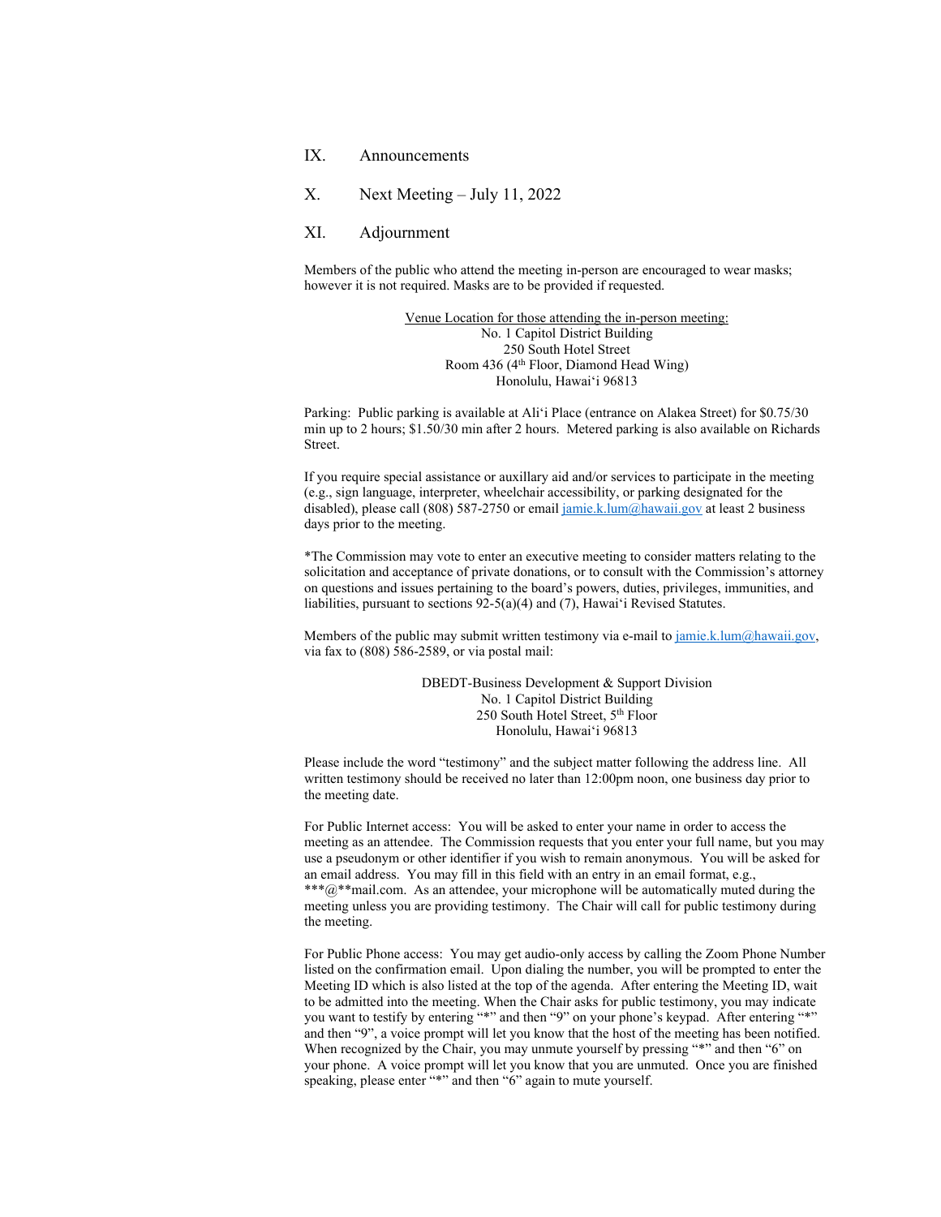IX. Announcements

X. Next Meeting – July 11, 2022

XI. Adjournment

Members of the public who attend the meeting in-person are encouraged to wear masks; however it is not required. Masks are to be provided if requested.

<u>Venue Location for those attending the in-person meeting:</u>
No. 1 Capitol District Building
250 South Hotel Street
Room 436 (4th Floor, Diamond Head Wing)
Honolulu, Hawai'i 96813

Parking: Public parking is available at Ali'i Place (entrance on Alakea Street) for $0.75/30 min up to 2 hours; $1.50/30 min after 2 hours. Metered parking is also available on Richards Street.

If you require special assistance or auxillary aid and/or services to participate in the meeting (e.g., sign language, interpreter, wheelchair accessibility, or parking designated for the disabled), please call (808) 587-2750 or email jamie.k.lum@hawaii.gov at least 2 business days prior to the meeting.

*The Commission may vote to enter an executive meeting to consider matters relating to the solicitation and acceptance of private donations, or to consult with the Commission's attorney on questions and issues pertaining to the board's powers, duties, privileges, immunities, and liabilities, pursuant to sections 92-5(a)(4) and (7), Hawai'i Revised Statutes.

Members of the public may submit written testimony via e-mail to jamie.k.lum@hawaii.gov, via fax to (808) 586-2589, or via postal mail:

DBEDT-Business Development & Support Division
No. 1 Capitol District Building
250 South Hotel Street, 5th Floor
Honolulu, Hawai'i 96813

Please include the word "testimony" and the subject matter following the address line. All written testimony should be received no later than 12:00pm noon, one business day prior to the meeting date.

For Public Internet access: You will be asked to enter your name in order to access the meeting as an attendee. The Commission requests that you enter your full name, but you may use a pseudonym or other identifier if you wish to remain anonymous. You will be asked for an email address. You may fill in this field with an entry in an email format, e.g., ***@**mail.com. As an attendee, your microphone will be automatically muted during the meeting unless you are providing testimony. The Chair will call for public testimony during the meeting.

For Public Phone access: You may get audio-only access by calling the Zoom Phone Number listed on the confirmation email. Upon dialing the number, you will be prompted to enter the Meeting ID which is also listed at the top of the agenda. After entering the Meeting ID, wait to be admitted into the meeting. When the Chair asks for public testimony, you may indicate you want to testify by entering "*" and then "9" on your phone's keypad. After entering "*" and then "9", a voice prompt will let you know that the host of the meeting has been notified. When recognized by the Chair, you may unmute yourself by pressing "*" and then "6" on your phone. A voice prompt will let you know that you are unmuted. Once you are finished speaking, please enter "*" and then "6" again to mute yourself.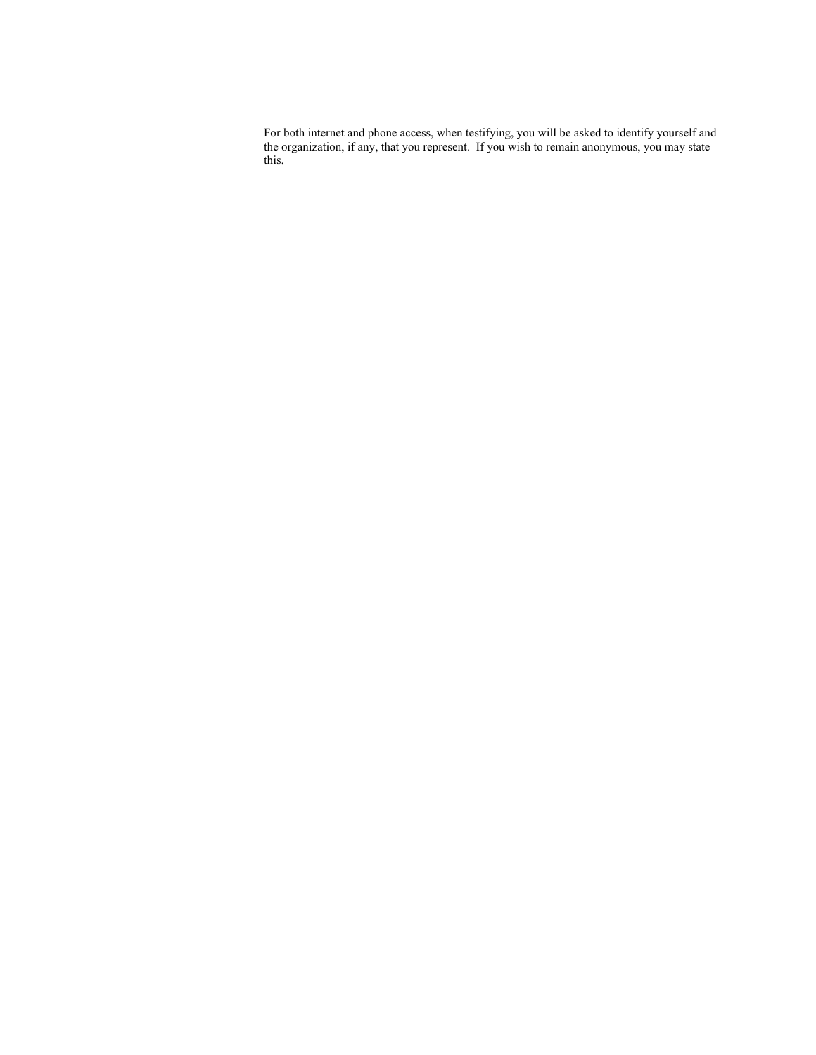For both internet and phone access, when testifying, you will be asked to identify yourself and the organization, if any, that you represent. If you wish to remain anonymous, you may state this.